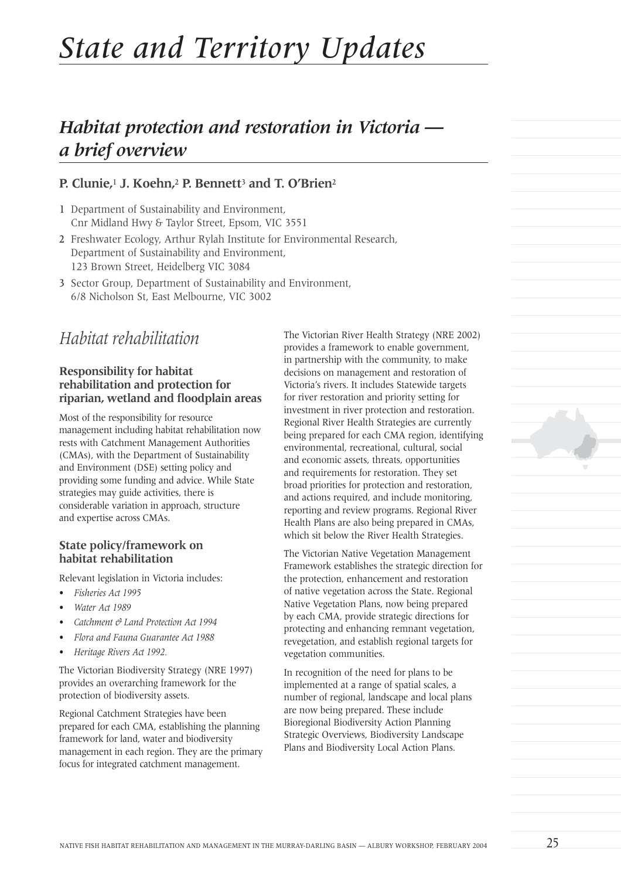# State and Territory Updates

## Habitat protection and restoration in Victoria — a brief overview

**P. Clunie,[1] J. Koehn,[2] P. Bennett[3] and T. O'Brien[2]**

1 Department of Sustainability and Environment, Cnr Midland Hwy & Taylor Street, Epsom, VIC 3551

2 Freshwater Ecology, Arthur Rylah Institute for Environmental Research, Department of Sustainability and Environment, 123 Brown Street, Heidelberg VIC 3084

3 Sector Group, Department of Sustainability and Environment, 6/8 Nicholson St, East Melbourne, VIC 3002

## Habitat rehabilitation

### Responsibility for habitat rehabilitation and protection for riparian, wetland and floodplain areas

Most of the responsibility for resource management including habitat rehabilitation now rests with Catchment Management Authorities (CMAs), with the Department of Sustainability and Environment (DSE) setting policy and providing some funding and advice. While State strategies may guide activities, there is considerable variation in approach, structure and expertise across CMAs.

### State policy/framework on habitat rehabilitation

Relevant legislation in Victoria includes:

- *Fisheries Act 1995*
- *Water Act 1989*
- *Catchment & Land Protection Act 1994*
- *Flora and Fauna Guarantee Act 1988*
- *Heritage Rivers Act 1992.*

The Victorian Biodiversity Strategy (NRE 1997) provides an overarching framework for the protection of biodiversity assets.

Regional Catchment Strategies have been prepared for each CMA, establishing the planning framework for land, water and biodiversity management in each region. They are the primary focus for integrated catchment management.

The Victorian River Health Strategy (NRE 2002) provides a framework to enable government, in partnership with the community, to make decisions on management and restoration of Victoria's rivers. It includes Statewide targets for river restoration and priority setting for investment in river protection and restoration. Regional River Health Strategies are currently being prepared for each CMA region, identifying environmental, recreational, cultural, social and economic assets, threats, opportunities and requirements for restoration. They set broad priorities for protection and restoration, and actions required, and include monitoring, reporting and review programs. Regional River Health Plans are also being prepared in CMAs, which sit below the River Health Strategies.

The Victorian Native Vegetation Management Framework establishes the strategic direction for the protection, enhancement and restoration of native vegetation across the State. Regional Native Vegetation Plans, now being prepared by each CMA, provide strategic directions for protecting and enhancing remnant vegetation, revegetation, and establish regional targets for vegetation communities.

In recognition of the need for plans to be implemented at a range of spatial scales, a number of regional, landscape and local plans are now being prepared. These include Bioregional Biodiversity Action Planning Strategic Overviews, Biodiversity Landscape Plans and Biodiversity Local Action Plans.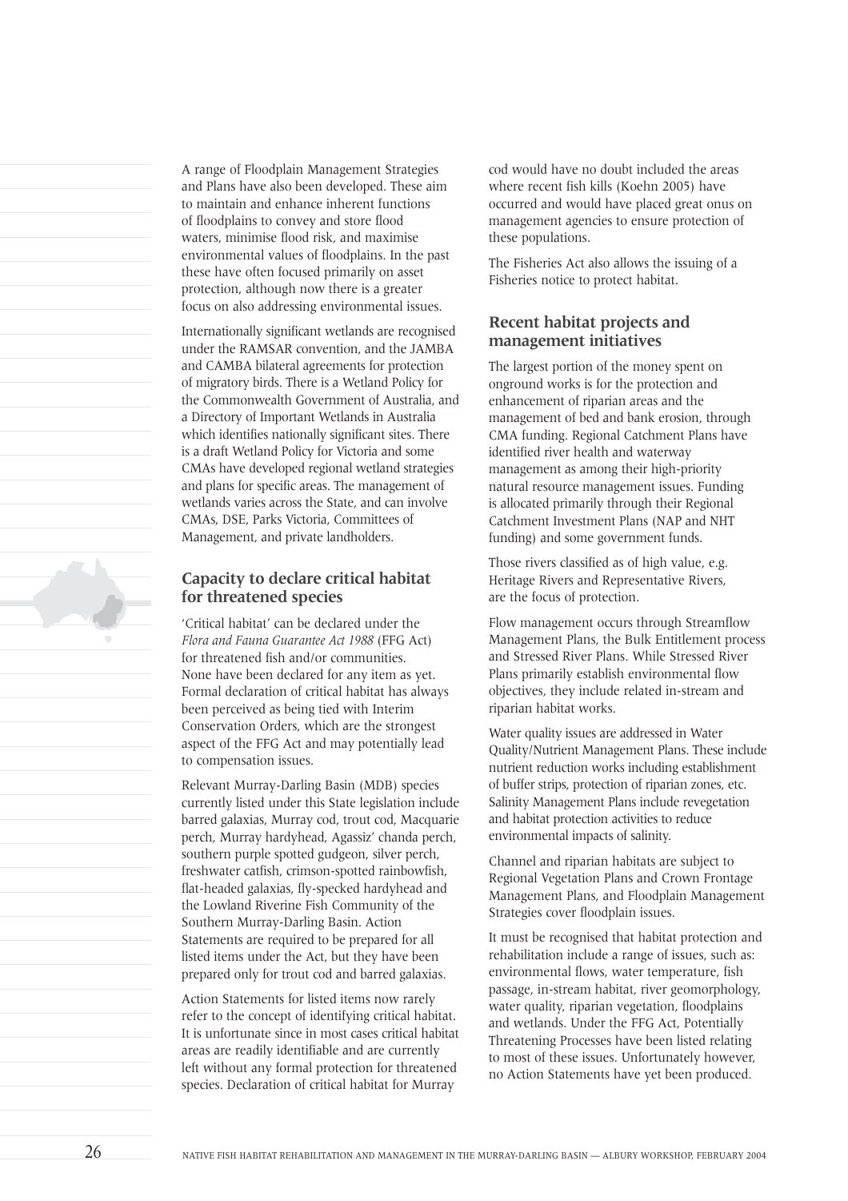A range of Floodplain Management Strategies and Plans have also been developed. These aim to maintain and enhance inherent functions of floodplains to convey and store flood waters, minimise flood risk, and maximise environmental values of floodplains. In the past these have often focused primarily on asset protection, although now there is a greater focus on also addressing environmental issues.

Internationally significant wetlands are recognised under the RAMSAR convention, and the JAMBA and CAMBA bilateral agreements for protection of migratory birds. There is a Wetland Policy for the Commonwealth Government of Australia, and a Directory of Important Wetlands in Australia which identifies nationally significant sites. There is a draft Wetland Policy for Victoria and some CMAs have developed regional wetland strategies and plans for specific areas. The management of wetlands varies across the State, and can involve CMAs, DSE, Parks Victoria, Committees of Management, and private landholders.

## Capacity to declare critical habitat for threatened species

'Critical habitat' can be declared under the *Flora and Fauna Guarantee Act 1988* (FFG Act) for threatened fish and/or communities. None have been declared for any item as yet. Formal declaration of critical habitat has always been perceived as being tied with Interim Conservation Orders, which are the strongest aspect of the FFG Act and may potentially lead to compensation issues.

Relevant Murray-Darling Basin (MDB) species currently listed under this State legislation include barred galaxias, Murray cod, trout cod, Macquarie perch, Murray hardyhead, Agassiz' chanda perch, southern purple spotted gudgeon, silver perch, freshwater catfish, crimson-spotted rainbowfish, flat-headed galaxias, fly-specked hardyhead and the Lowland Riverine Fish Community of the Southern Murray-Darling Basin. Action Statements are required to be prepared for all listed items under the Act, but they have been prepared only for trout cod and barred galaxias.

Action Statements for listed items now rarely refer to the concept of identifying critical habitat. It is unfortunate since in most cases critical habitat areas are readily identifiable and are currently left without any formal protection for threatened species. Declaration of critical habitat for Murray cod would have no doubt included the areas where recent fish kills (Koehn 2005) have occurred and would have placed great onus on management agencies to ensure protection of these populations.

The Fisheries Act also allows the issuing of a Fisheries notice to protect habitat.

## Recent habitat projects and management initiatives

The largest portion of the money spent on onground works is for the protection and enhancement of riparian areas and the management of bed and bank erosion, through CMA funding. Regional Catchment Plans have identified river health and waterway management as among their high-priority natural resource management issues. Funding is allocated primarily through their Regional Catchment Investment Plans (NAP and NHT funding) and some government funds.

Those rivers classified as of high value, e.g. Heritage Rivers and Representative Rivers, are the focus of protection.

Flow management occurs through Streamflow Management Plans, the Bulk Entitlement process and Stressed River Plans. While Stressed River Plans primarily establish environmental flow objectives, they include related in-stream and riparian habitat works.

Water quality issues are addressed in Water Quality/Nutrient Management Plans. These include nutrient reduction works including establishment of buffer strips, protection of riparian zones, etc. Salinity Management Plans include revegetation and habitat protection activities to reduce environmental impacts of salinity.

Channel and riparian habitats are subject to Regional Vegetation Plans and Crown Frontage Management Plans, and Floodplain Management Strategies cover floodplain issues.

It must be recognised that habitat protection and rehabilitation include a range of issues, such as: environmental flows, water temperature, fish passage, in-stream habitat, river geomorphology, water quality, riparian vegetation, floodplains and wetlands. Under the FFG Act, Potentially Threatening Processes have been listed relating to most of these issues. Unfortunately however, no Action Statements have yet been produced.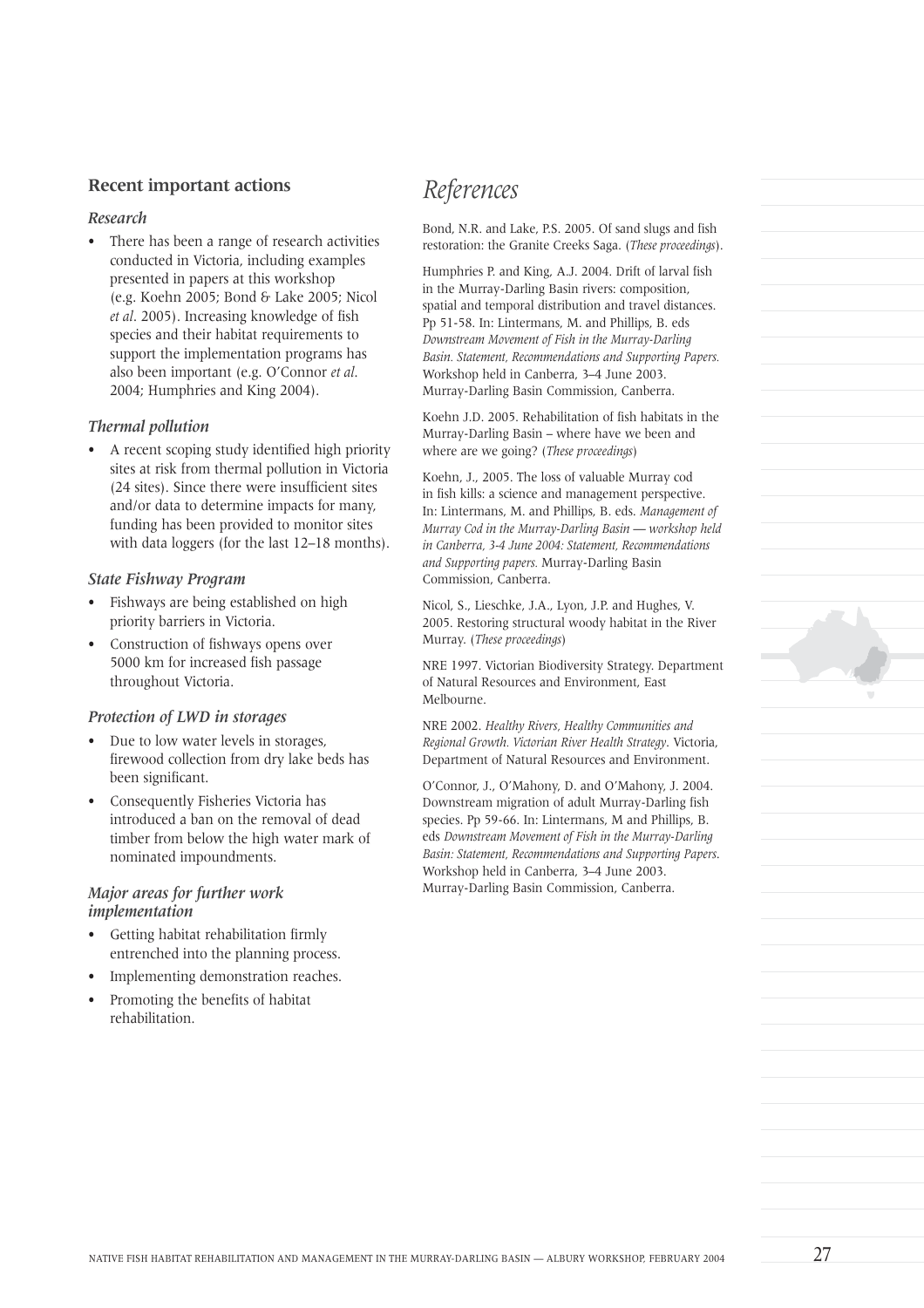## Recent important actions

### *Research*

- There has been a range of research activities conducted in Victoria, including examples presented in papers at this workshop (e.g. Koehn 2005; Bond & Lake 2005; Nicol *et al*. 2005). Increasing knowledge of fish species and their habitat requirements to support the implementation programs has also been important (e.g. O'Connor *et al*. 2004; Humphries and King 2004).

### *Thermal pollution*

- A recent scoping study identified high priority sites at risk from thermal pollution in Victoria (24 sites). Since there were insufficient sites and/or data to determine impacts for many, funding has been provided to monitor sites with data loggers (for the last 12–18 months).

### *State Fishway Program*

- Fishways are being established on high priority barriers in Victoria.
- Construction of fishways opens over 5000 km for increased fish passage throughout Victoria.

### *Protection of LWD in storages*

- Due to low water levels in storages, firewood collection from dry lake beds has been significant.
- Consequently Fisheries Victoria has introduced a ban on the removal of dead timber from below the high water mark of nominated impoundments.

### *Major areas for further work implementation*

- Getting habitat rehabilitation firmly entrenched into the planning process.
- Implementing demonstration reaches.
- Promoting the benefits of habitat rehabilitation.

# *References*

Bond, N.R. and Lake, P.S. 2005. Of sand slugs and fish restoration: the Granite Creeks Saga. (*These proceedings*).

Humphries P. and King, A.J. 2004. Drift of larval fish in the Murray-Darling Basin rivers: composition, spatial and temporal distribution and travel distances. Pp 51-58. In: Lintermans, M. and Phillips, B. eds *Downstream Movement of Fish in the Murray-Darling Basin. Statement, Recommendations and Supporting Papers.* Workshop held in Canberra, 3–4 June 2003. Murray-Darling Basin Commission, Canberra.

Koehn J.D. 2005. Rehabilitation of fish habitats in the Murray-Darling Basin – where have we been and where are we going? (*These proceedings*)

Koehn, J., 2005. The loss of valuable Murray cod in fish kills: a science and management perspective. In: Lintermans, M. and Phillips, B. eds. *Management of Murray Cod in the Murray-Darling Basin — workshop held in Canberra, 3-4 June 2004: Statement, Recommendations and Supporting papers.* Murray-Darling Basin Commission, Canberra.

Nicol, S., Lieschke, J.A., Lyon, J.P. and Hughes, V. 2005. Restoring structural woody habitat in the River Murray. (*These proceedings*)

NRE 1997. Victorian Biodiversity Strategy. Department of Natural Resources and Environment, East Melbourne.

NRE 2002. *Healthy Rivers, Healthy Communities and Regional Growth. Victorian River Health Strategy*. Victoria, Department of Natural Resources and Environment.

O'Connor, J., O'Mahony, D. and O'Mahony, J. 2004. Downstream migration of adult Murray-Darling fish species. Pp 59-66. In: Lintermans, M and Phillips, B. eds *Downstream Movement of Fish in the Murray-Darling Basin: Statement, Recommendations and Supporting Papers*. Workshop held in Canberra, 3–4 June 2003. Murray-Darling Basin Commission, Canberra.